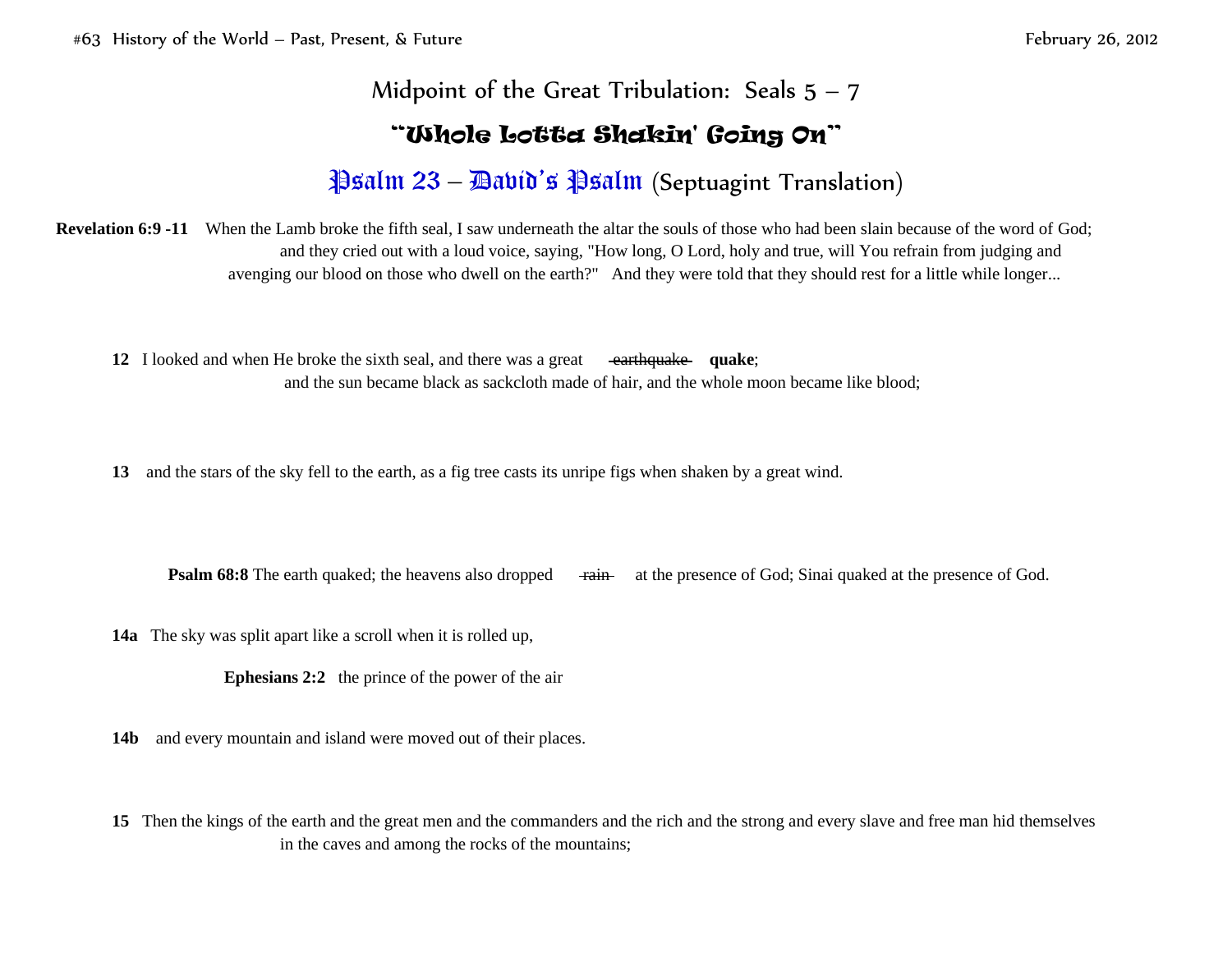## Midpoint of the Great Tribulation: Seals 5 – 7

## "Whole Lotta Shakin' Going On"

## Psalm 23 – David's Psalm (Septuagint Translation)

**Revelation 6:9 -11** When the Lamb broke the fifth seal, I saw underneath the altar the souls of those who had been slain because of the word of God; and they cried out with a loud voice, saying, "How long, O Lord, holy and true, will You refrain from judging and avenging our blood on those who dwell on the earth?" And they were told that they should rest for a little while longer...

**12** I looked and when He broke the sixth seal, and there was a great ~~earthquake~~ **quake**; and the sun became black as sackcloth made of hair, and the whole moon became like blood;

**13** and the stars of the sky fell to the earth, as a fig tree casts its unripe figs when shaken by a great wind.

**Psalm 68:8** The earth quaked; the heavens also dropped ~~rain~~ at the presence of God; Sinai quaked at the presence of God.

**14a** The sky was split apart like a scroll when it is rolled up,

**Ephesians 2:2** the prince of the power of the air

**14b** and every mountain and island were moved out of their places.

**15** Then the kings of the earth and the great men and the commanders and the rich and the strong and every slave and free man hid themselves in the caves and among the rocks of the mountains;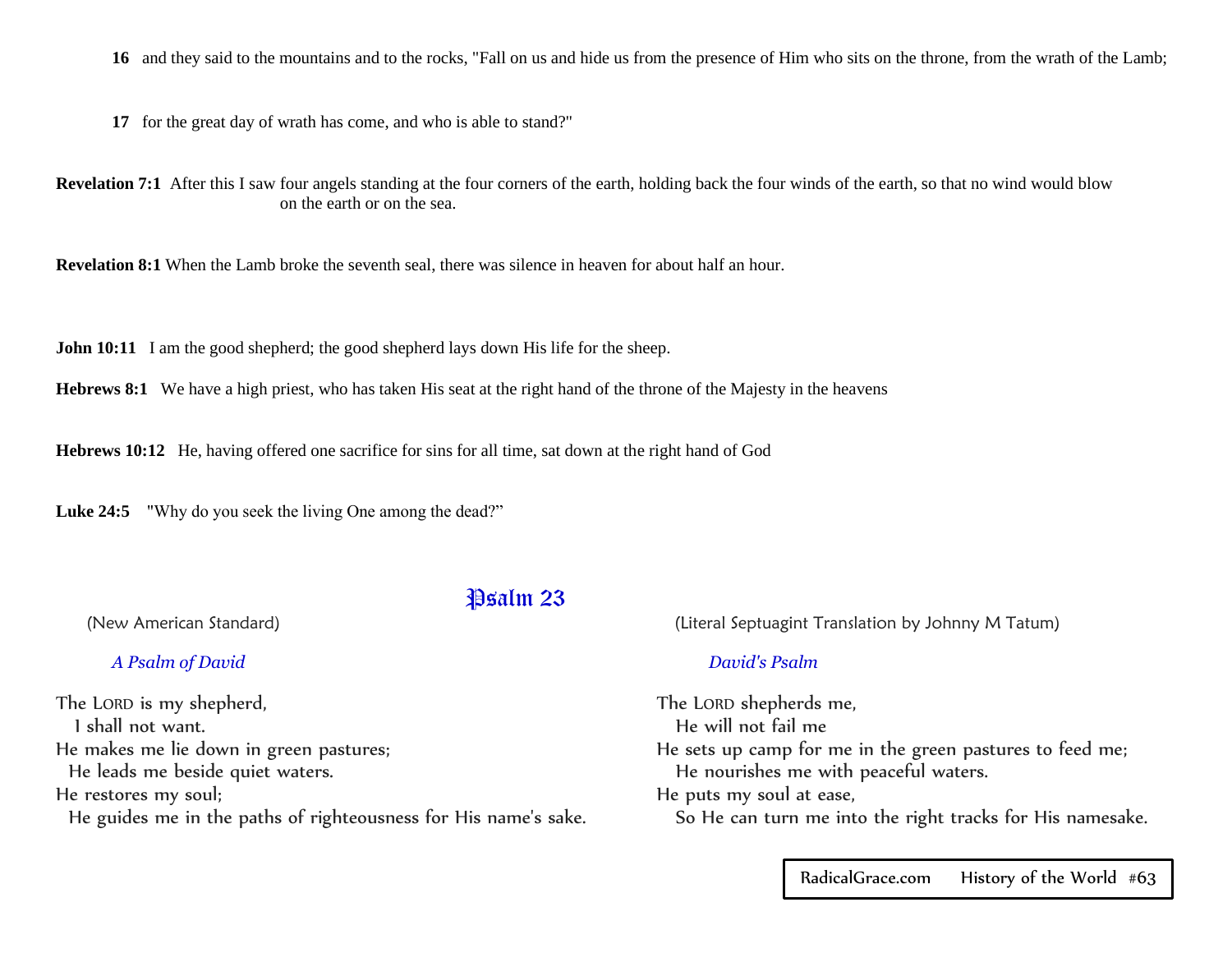**16** and they said to the mountains and to the rocks, "Fall on us and hide us from the presence of Him who sits on the throne, from the wrath of the Lamb;

**17** for the great day of wrath has come, and who is able to stand?"

**Revelation 7:1** After this I saw four angels standing at the four corners of the earth, holding back the four winds of the earth, so that no wind would blow on the earth or on the sea.

**Revelation 8:1** When the Lamb broke the seventh seal, there was silence in heaven for about half an hour.

**John 10:11** I am the good shepherd; the good shepherd lays down His life for the sheep.

**Hebrews 8:1** We have a high priest, who has taken His seat at the right hand of the throne of the Majesty in the heavens

**Hebrews 10:12** He, having offered one sacrifice for sins for all time, sat down at the right hand of God

**Luke 24:5** "Why do you seek the living One among the dead?"

## Psalm 23

(New American Standard)

*A Psalm of David*

The LORD is my shepherd,
I shall not want.
He makes me lie down in green pastures;
He leads me beside quiet waters.
He restores my soul;
He guides me in the paths of righteousness for His name's sake.

(Literal Septuagint Translation by Johnny M Tatum)

*David's Psalm*

The LORD shepherds me,
He will not fail me
He sets up camp for me in the green pastures to feed me;
He nourishes me with peaceful waters.
He puts my soul at ease,
So He can turn me into the right tracks for His namesake.

RadicalGrace.com History of the World #63